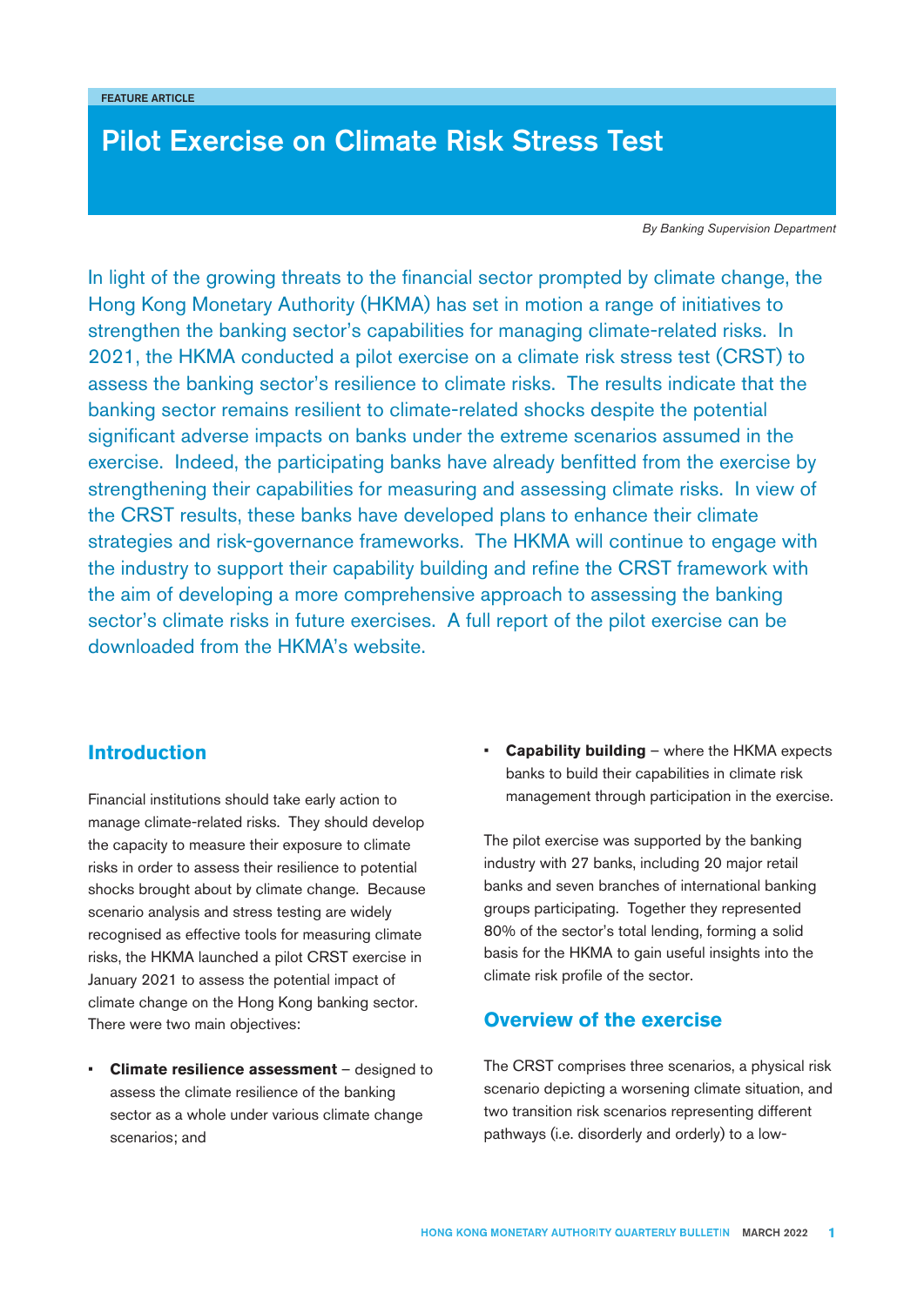FEATURE ARTICLE

# Pilot Exercise on Climate Risk Stress Test

*By Banking Supervision Department*

In light of the growing threats to the financial sector prompted by climate change, the Hong Kong Monetary Authority (HKMA) has set in motion a range of initiatives to strengthen the banking sector's capabilities for managing climate-related risks. In 2021, the HKMA conducted a pilot exercise on a climate risk stress test (CRST) to assess the banking sector's resilience to climate risks. The results indicate that the banking sector remains resilient to climate-related shocks despite the potential significant adverse impacts on banks under the extreme scenarios assumed in the exercise. Indeed, the participating banks have already benfitted from the exercise by strengthening their capabilities for measuring and assessing climate risks. In view of the CRST results, these banks have developed plans to enhance their climate strategies and risk-governance frameworks. The HKMA will continue to engage with the industry to support their capability building and refine the CRST framework with the aim of developing a more comprehensive approach to assessing the banking sector's climate risks in future exercises. A full report of the pilot exercise can be downloaded from the HKMA's website.

## Introduction

Financial institutions should take early action to manage climate-related risks. They should develop the capacity to measure their exposure to climate risks in order to assess their resilience to potential shocks brought about by climate change. Because scenario analysis and stress testing are widely recognised as effective tools for measuring climate risks, the HKMA launched a pilot CRST exercise in January 2021 to assess the potential impact of climate change on the Hong Kong banking sector. There were two main objectives:

- **Climate resilience assessment** – designed to assess the climate resilience of the banking sector as a whole under various climate change scenarios; and
- **Capability building** – where the HKMA expects banks to build their capabilities in climate risk management through participation in the exercise.

The pilot exercise was supported by the banking industry with 27 banks, including 20 major retail banks and seven branches of international banking groups participating. Together they represented 80% of the sector's total lending, forming a solid basis for the HKMA to gain useful insights into the climate risk profile of the sector.

## Overview of the exercise

The CRST comprises three scenarios, a physical risk scenario depicting a worsening climate situation, and two transition risk scenarios representing different pathways (i.e. disorderly and orderly) to a low-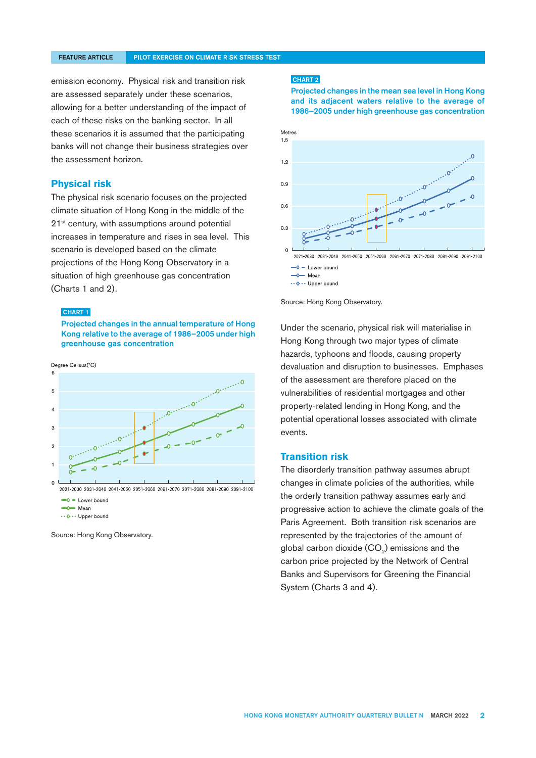emission economy. Physical risk and transition risk are assessed separately under these scenarios, allowing for a better understanding of the impact of each of these risks on the banking sector. In all these scenarios it is assumed that the participating banks will not change their business strategies over the assessment horizon.

## Physical risk

The physical risk scenario focuses on the projected climate situation of Hong Kong in the middle of the 21st century, with assumptions around potential increases in temperature and rises in sea level. This scenario is developed based on the climate projections of the Hong Kong Observatory in a situation of high greenhouse gas concentration (Charts 1 and 2).

**CHART 1**

**Projected changes in the annual temperature of Hong Kong relative to the average of 1986–2005 under high greenhouse gas concentration**

Degree Celisus(°C)

- Lower bound
- Mean
- Upper bound

Source: Hong Kong Observatory.

**CHART 2**

**Projected changes in the mean sea level in Hong Kong and its adjacent waters relative to the average of 1986–2005 under high greenhouse gas concentration**

Metres

- Lower bound
- Mean
- Upper bound

Source: Hong Kong Observatory.

Under the scenario, physical risk will materialise in Hong Kong through two major types of climate hazards, typhoons and floods, causing property devaluation and disruption to businesses. Emphases of the assessment are therefore placed on the vulnerabilities of residential mortgages and other property-related lending in Hong Kong, and the potential operational losses associated with climate events.

## Transition risk

The disorderly transition pathway assumes abrupt changes in climate policies of the authorities, while the orderly transition pathway assumes early and progressive action to achieve the climate goals of the Paris Agreement. Both transition risk scenarios are represented by the trajectories of the amount of global carbon dioxide ($CO_2$) emissions and the carbon price projected by the Network of Central Banks and Supervisors for Greening the Financial System (Charts 3 and 4).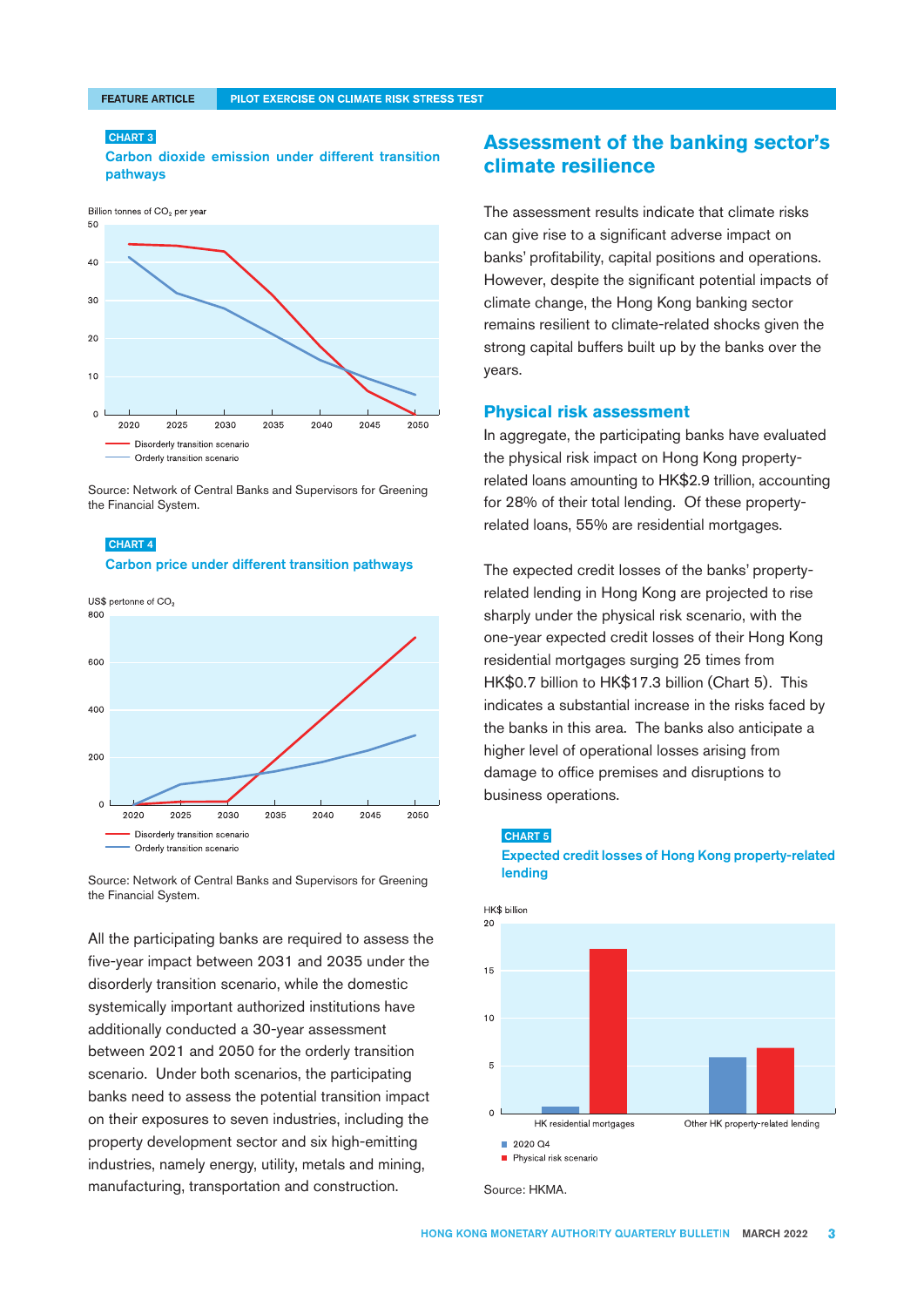**CHART 3**

**Carbon dioxide emission under different transition pathways**

Billion tonnes of $CO_2$ per year

- Disorderly transition scenario
- Orderly transition scenario

Source: Network of Central Banks and Supervisors for Greening the Financial System.

**CHART 4**

**Carbon price under different transition pathways**

US$ pertonne of $CO_2$

- Disorderly transition scenario
- Orderly transition scenario

Source: Network of Central Banks and Supervisors for Greening the Financial System.

All the participating banks are required to assess the five-year impact between 2031 and 2035 under the disorderly transition scenario, while the domestic systemically important authorized institutions have additionally conducted a 30-year assessment between 2021 and 2050 for the orderly transition scenario. Under both scenarios, the participating banks need to assess the potential transition impact on their exposures to seven industries, including the property development sector and six high-emitting industries, namely energy, utility, metals and mining, manufacturing, transportation and construction.

## Assessment of the banking sector's climate resilience

The assessment results indicate that climate risks can give rise to a significant adverse impact on banks' profitability, capital positions and operations. However, despite the significant potential impacts of climate change, the Hong Kong banking sector remains resilient to climate-related shocks given the strong capital buffers built up by the banks over the years.

### Physical risk assessment

In aggregate, the participating banks have evaluated the physical risk impact on Hong Kong property-related loans amounting to HK$2.9 trillion, accounting for 28% of their total lending. Of these property-related loans, 55% are residential mortgages.

The expected credit losses of the banks' property-related lending in Hong Kong are projected to rise sharply under the physical risk scenario, with the one-year expected credit losses of their Hong Kong residential mortgages surging 25 times from HK$0.7 billion to HK$17.3 billion (Chart 5). This indicates a substantial increase in the risks faced by the banks in this area. The banks also anticipate a higher level of operational losses arising from damage to office premises and disruptions to business operations.

**CHART 5**

**Expected credit losses of Hong Kong property-related lending**

HK$ billion

- 2020 Q4
- Physical risk scenario

Source: HKMA.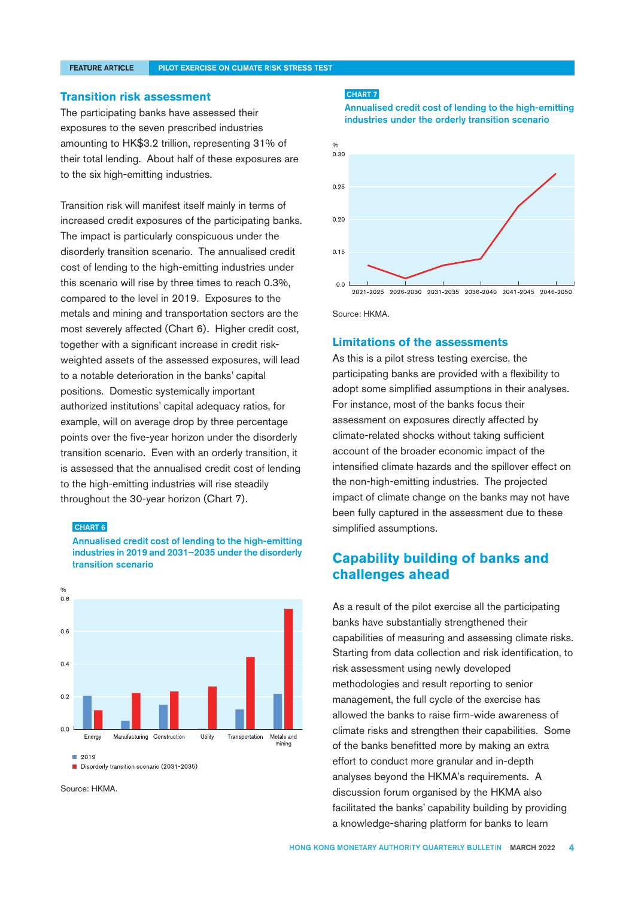## Transition risk assessment

The participating banks have assessed their exposures to the seven prescribed industries amounting to HK$3.2 trillion, representing 31% of their total lending. About half of these exposures are to the six high-emitting industries.

Transition risk will manifest itself mainly in terms of increased credit exposures of the participating banks. The impact is particularly conspicuous under the disorderly transition scenario. The annualised credit cost of lending to the high-emitting industries under this scenario will rise by three times to reach 0.3%, compared to the level in 2019. Exposures to the metals and mining and transportation sectors are the most severely affected (Chart 6). Higher credit cost, together with a significant increase in credit risk-weighted assets of the assessed exposures, will lead to a notable deterioration in the banks' capital positions. Domestic systemically important authorized institutions' capital adequacy ratios, for example, will on average drop by three percentage points over the five-year horizon under the disorderly transition scenario. Even with an orderly transition, it is assessed that the annualised credit cost of lending to the high-emitting industries will rise steadily throughout the 30-year horizon (Chart 7).

**CHART 6**

**Annualised credit cost of lending to the high-emitting industries in 2019 and 2031–2035 under the disorderly transition scenario**

Source: HKMA.

**CHART 7**

**Annualised credit cost of lending to the high-emitting industries under the orderly transition scenario**

Source: HKMA.

## Limitations of the assessments

As this is a pilot stress testing exercise, the participating banks are provided with a flexibility to adopt some simplified assumptions in their analyses. For instance, most of the banks focus their assessment on exposures directly affected by climate-related shocks without taking sufficient account of the broader economic impact of the intensified climate hazards and the spillover effect on the non-high-emitting industries. The projected impact of climate change on the banks may not have been fully captured in the assessment due to these simplified assumptions.

## Capability building of banks and challenges ahead

As a result of the pilot exercise all the participating banks have substantially strengthened their capabilities of measuring and assessing climate risks. Starting from data collection and risk identification, to risk assessment using newly developed methodologies and result reporting to senior management, the full cycle of the exercise has allowed the banks to raise firm-wide awareness of climate risks and strengthen their capabilities. Some of the banks benefitted more by making an extra effort to conduct more granular and in-depth analyses beyond the HKMA's requirements. A discussion forum organised by the HKMA also facilitated the banks' capability building by providing a knowledge-sharing platform for banks to learn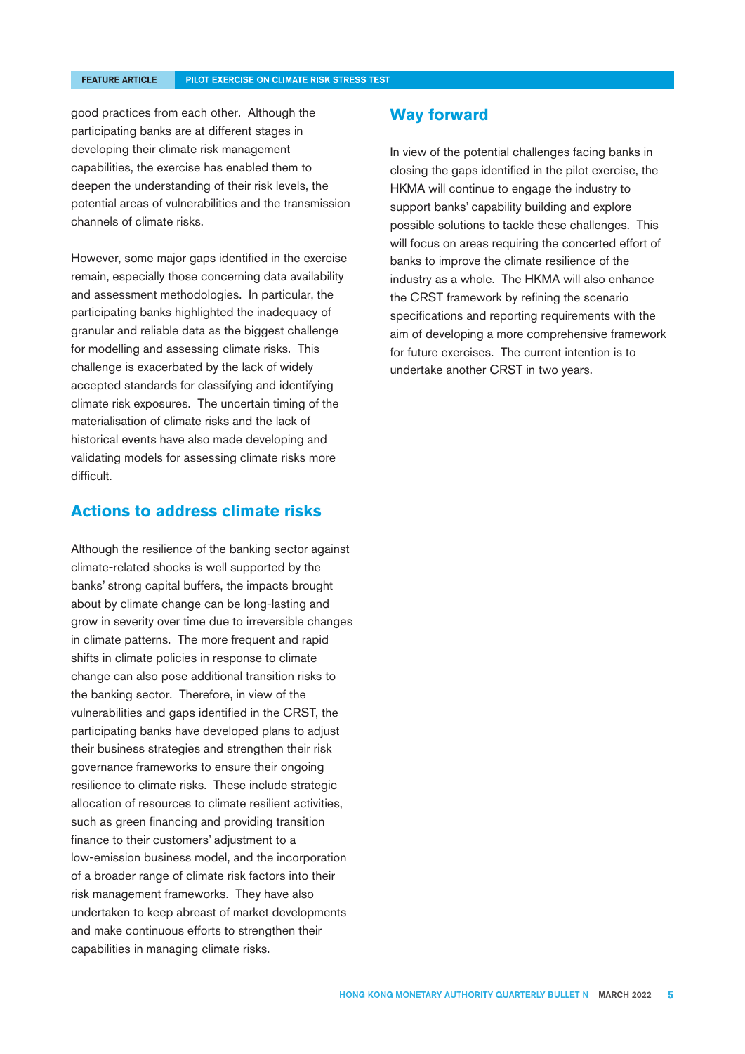good practices from each other. Although the participating banks are at different stages in developing their climate risk management capabilities, the exercise has enabled them to deepen the understanding of their risk levels, the potential areas of vulnerabilities and the transmission channels of climate risks.

However, some major gaps identified in the exercise remain, especially those concerning data availability and assessment methodologies. In particular, the participating banks highlighted the inadequacy of granular and reliable data as the biggest challenge for modelling and assessing climate risks. This challenge is exacerbated by the lack of widely accepted standards for classifying and identifying climate risk exposures. The uncertain timing of the materialisation of climate risks and the lack of historical events have also made developing and validating models for assessing climate risks more difficult.

## Actions to address climate risks

Although the resilience of the banking sector against climate-related shocks is well supported by the banks' strong capital buffers, the impacts brought about by climate change can be long-lasting and grow in severity over time due to irreversible changes in climate patterns. The more frequent and rapid shifts in climate policies in response to climate change can also pose additional transition risks to the banking sector. Therefore, in view of the vulnerabilities and gaps identified in the CRST, the participating banks have developed plans to adjust their business strategies and strengthen their risk governance frameworks to ensure their ongoing resilience to climate risks. These include strategic allocation of resources to climate resilient activities, such as green financing and providing transition finance to their customers' adjustment to a low-emission business model, and the incorporation of a broader range of climate risk factors into their risk management frameworks. They have also undertaken to keep abreast of market developments and make continuous efforts to strengthen their capabilities in managing climate risks.

## Way forward

In view of the potential challenges facing banks in closing the gaps identified in the pilot exercise, the HKMA will continue to engage the industry to support banks' capability building and explore possible solutions to tackle these challenges. This will focus on areas requiring the concerted effort of banks to improve the climate resilience of the industry as a whole. The HKMA will also enhance the CRST framework by refining the scenario specifications and reporting requirements with the aim of developing a more comprehensive framework for future exercises. The current intention is to undertake another CRST in two years.